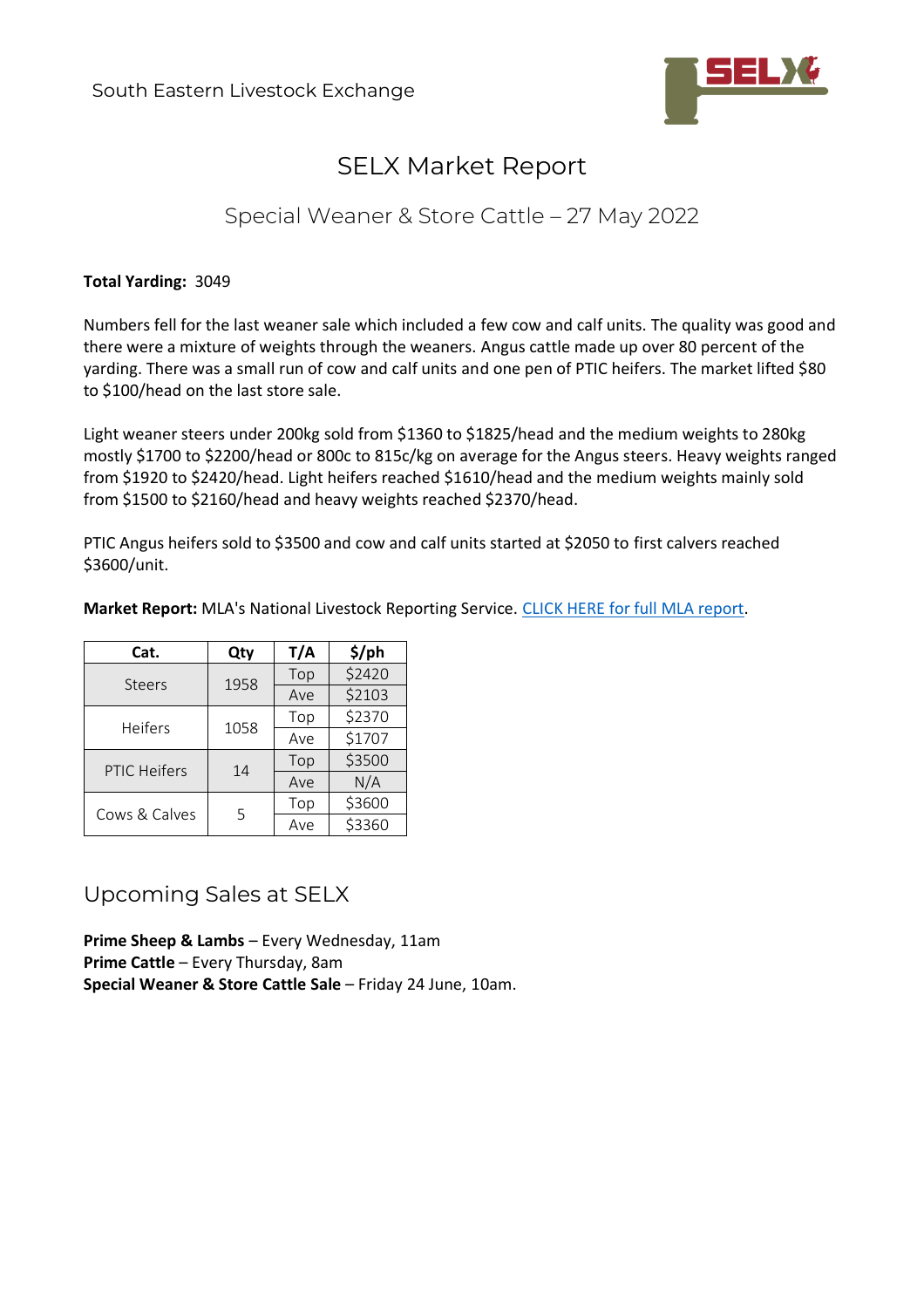South Eastern Livestock Exchange

# SELX Market Report

## Special Weaner & Store Cattle – 27 May 2022

**Total Yarding:** 3049

Numbers fell for the last weaner sale which included a few cow and calf units. The quality was good and there were a mixture of weights through the weaners. Angus cattle made up over 80 percent of the yarding. There was a small run of cow and calf units and one pen of PTIC heifers. The market lifted $80 to $100/head on the last store sale.

Light weaner steers under 200kg sold from $1360 to $1825/head and the medium weights to 280kg mostly $1700 to $2200/head or 800c to 815c/kg on average for the Angus steers. Heavy weights ranged from $1920 to $2420/head. Light heifers reached $1610/head and the medium weights mainly sold from $1500 to $2160/head and heavy weights reached $2370/head.

PTIC Angus heifers sold to $3500 and cow and calf units started at $2050 to first calvers reached $3600/unit.

**Market Report:** MLA's National Livestock Reporting Service. [CLICK HERE for full MLA report](#).

| Cat. | Qty | T/A | $/ph |
|---|---|---|---|
| Steers | 1958 | Top | $2420 |
| | | Ave | $2103 |
| Heifers | 1058 | Top | $2370 |
| | | Ave | $1707 |
| PTIC Heifers | 14 | Top | $3500 |
| | | Ave | N/A |
| Cows & Calves | 5 | Top | $3600 |
| | | Ave | $3360 |

## Upcoming Sales at SELX

**Prime Sheep & Lambs** – Every Wednesday, 11am
**Prime Cattle** – Every Thursday, 8am
**Special Weaner & Store Cattle Sale** – Friday 24 June, 10am.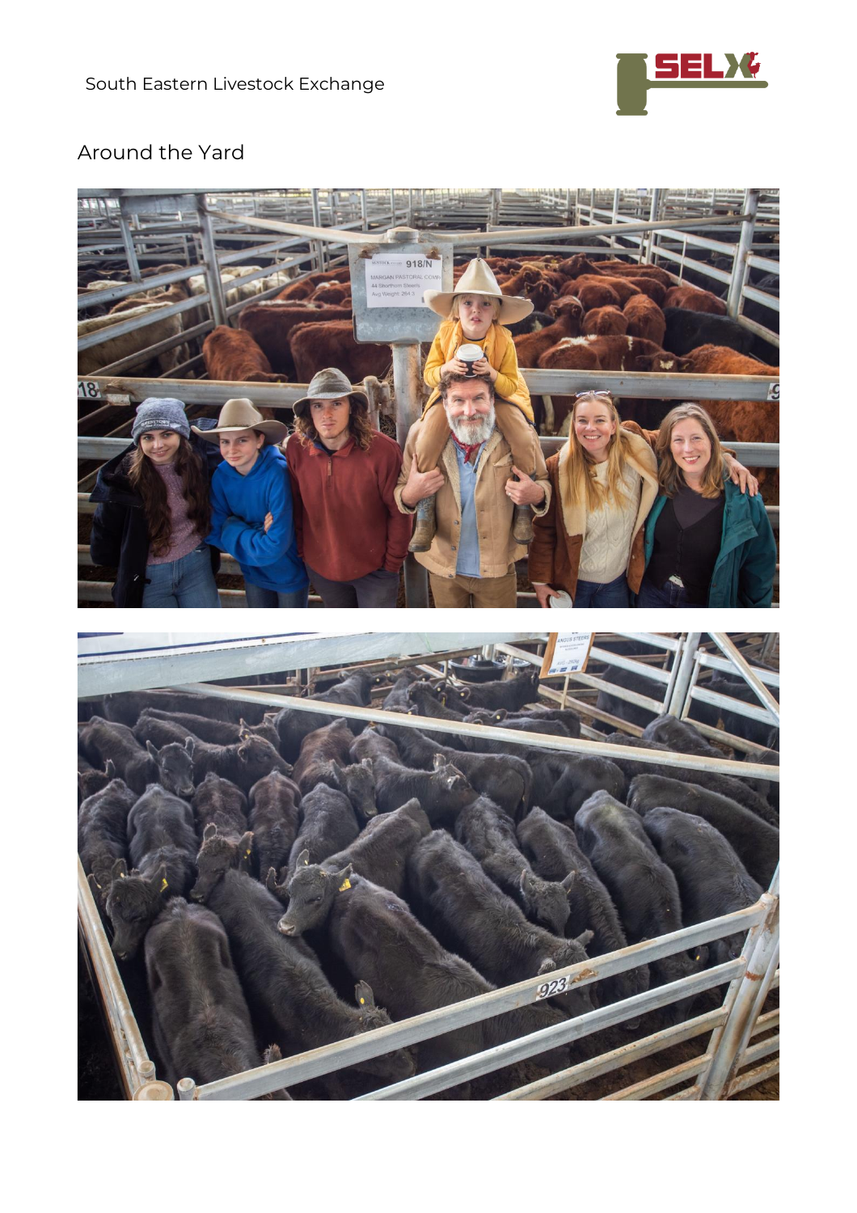# Around the Yard